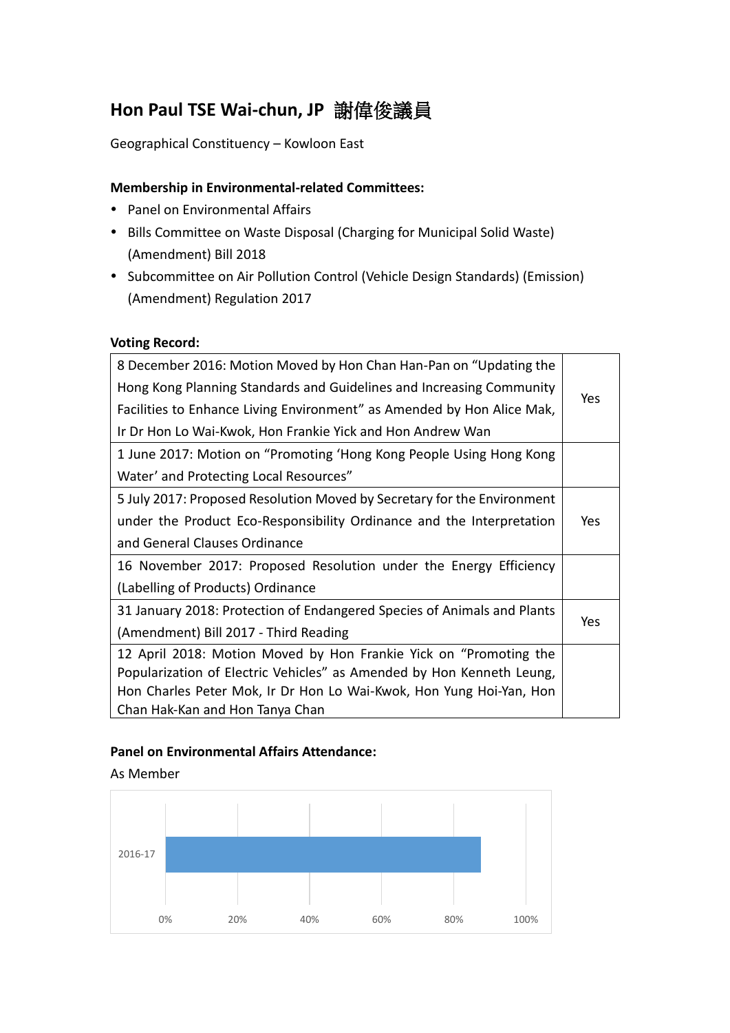# Hon Paul TSE Wai-chun, JP 謝偉俊議員

Geographical Constituency – Kowloon East

**Membership in Environmental-related Committees:**

- Panel on Environmental Affairs
- Bills Committee on Waste Disposal (Charging for Municipal Solid Waste) (Amendment) Bill 2018
- Subcommittee on Air Pollution Control (Vehicle Design Standards) (Emission) (Amendment) Regulation 2017

**Voting Record:**

| | |
|---|---|
| 8 December 2016: Motion Moved by Hon Chan Han-Pan on "Updating the Hong Kong Planning Standards and Guidelines and Increasing Community Facilities to Enhance Living Environment" as Amended by Hon Alice Mak, Ir Dr Hon Lo Wai-Kwok, Hon Frankie Yick and Hon Andrew Wan | Yes |
| 1 June 2017: Motion on "Promoting 'Hong Kong People Using Hong Kong Water' and Protecting Local Resources" | |
| 5 July 2017: Proposed Resolution Moved by Secretary for the Environment under the Product Eco-Responsibility Ordinance and the Interpretation and General Clauses Ordinance | Yes |
| 16 November 2017: Proposed Resolution under the Energy Efficiency (Labelling of Products) Ordinance | |
| 31 January 2018: Protection of Endangered Species of Animals and Plants (Amendment) Bill 2017 - Third Reading | Yes |
| 12 April 2018: Motion Moved by Hon Frankie Yick on "Promoting the Popularization of Electric Vehicles" as Amended by Hon Kenneth Leung, Hon Charles Peter Mok, Ir Dr Hon Lo Wai-Kwok, Hon Yung Hoi-Yan, Hon Chan Hak-Kan and Hon Tanya Chan | |

**Panel on Environmental Affairs Attendance:**

As Member

| Year | Attendance |
|---|---|
| 2016-17 | ~87% |

0% 20% 40% 60% 80% 100%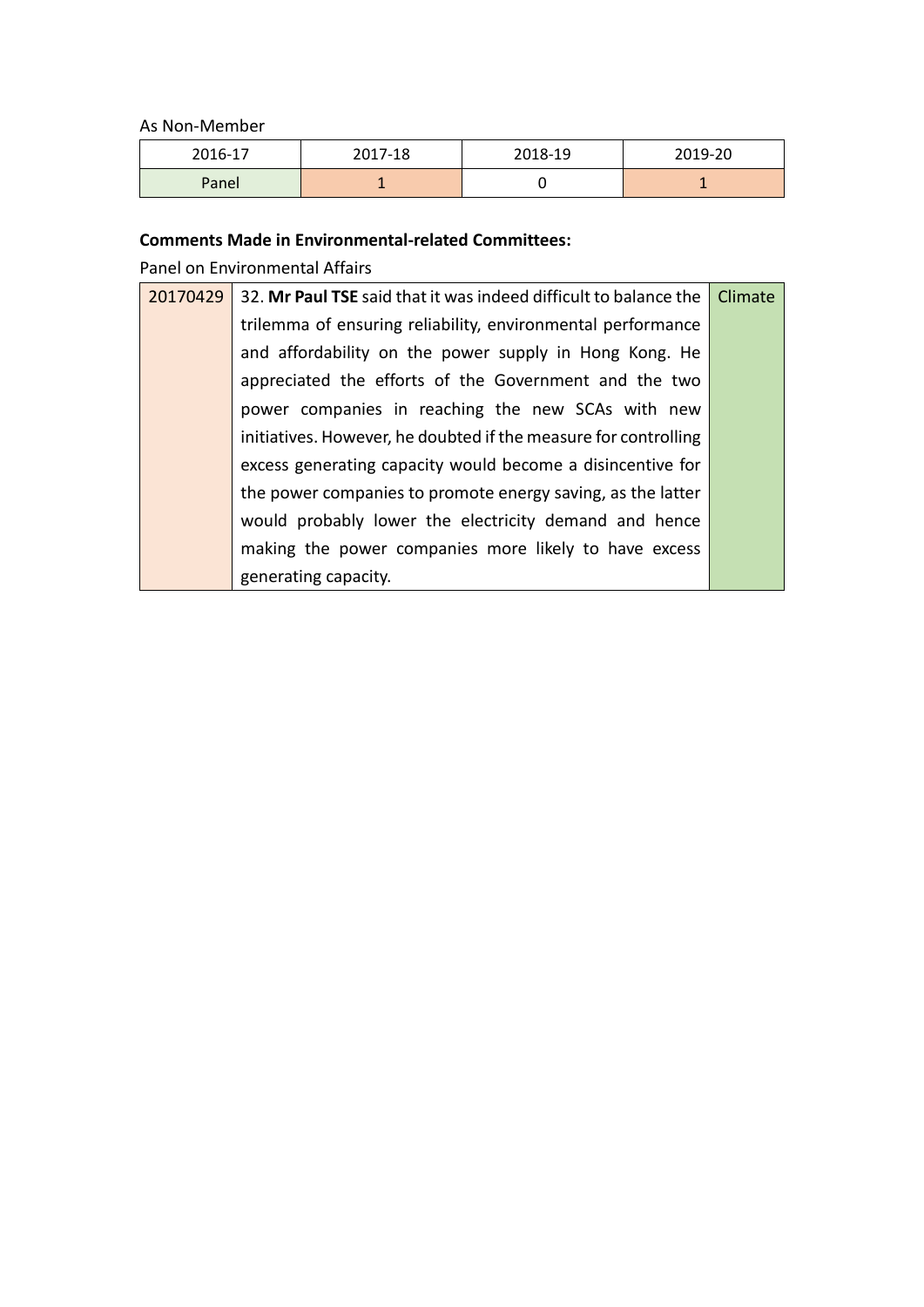As Non-Member

| 2016-17 | 2017-18 | 2018-19 | 2019-20 |
|---|---|---|---|
| Panel | 1 | 0 | 1 |

**Comments Made in Environmental-related Committees:**

Panel on Environmental Affairs

| | | |
|---|---|---|
| 20170429 | 32. **Mr Paul TSE** said that it was indeed difficult to balance the trilemma of ensuring reliability, environmental performance and affordability on the power supply in Hong Kong. He appreciated the efforts of the Government and the two power companies in reaching the new SCAs with new initiatives. However, he doubted if the measure for controlling excess generating capacity would become a disincentive for the power companies to promote energy saving, as the latter would probably lower the electricity demand and hence making the power companies more likely to have excess generating capacity. | Climate |